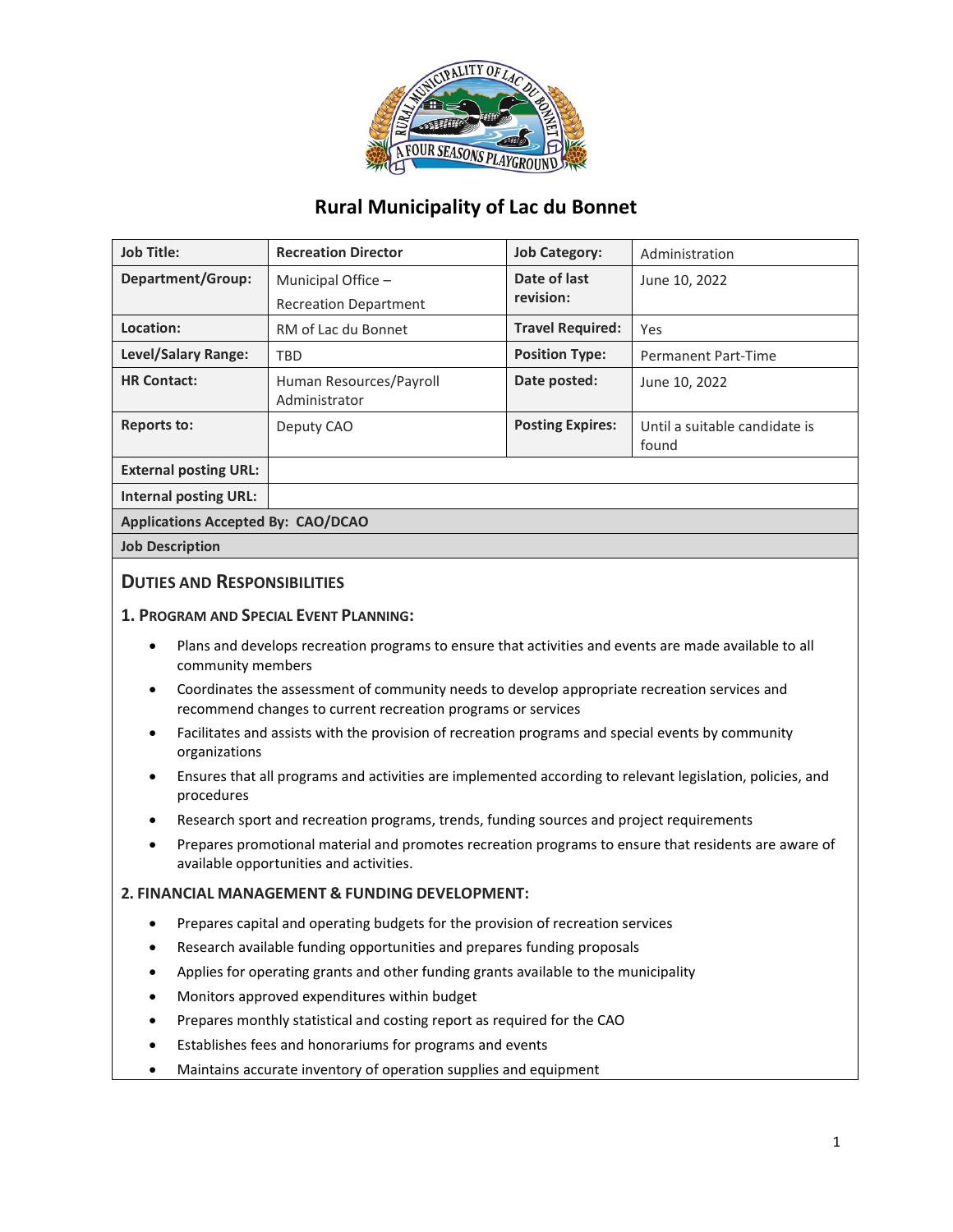# Rural Municipality of Lac du Bonnet

| Job Title: | Recreation Director | Job Category: | Administration |
|---|---|---|---|
| Department/Group: | Municipal Office – Recreation Department | Date of last revision: | June 10, 2022 |
| Location: | RM of Lac du Bonnet | Travel Required: | Yes |
| Level/Salary Range: | TBD | Position Type: | Permanent Part-Time |
| HR Contact: | Human Resources/Payroll Administrator | Date posted: | June 10, 2022 |
| Reports to: | Deputy CAO | Posting Expires: | Until a suitable candidate is found |
| External posting URL: | | | |
| Internal posting URL: | | | |

**Applications Accepted By: CAO/DCAO**

**Job Description**

## Duties and Responsibilities

### 1. Program and Special Event Planning:

- Plans and develops recreation programs to ensure that activities and events are made available to all community members
- Coordinates the assessment of community needs to develop appropriate recreation services and recommend changes to current recreation programs or services
- Facilitates and assists with the provision of recreation programs and special events by community organizations
- Ensures that all programs and activities are implemented according to relevant legislation, policies, and procedures
- Research sport and recreation programs, trends, funding sources and project requirements
- Prepares promotional material and promotes recreation programs to ensure that residents are aware of available opportunities and activities.

### 2. FINANCIAL MANAGEMENT & FUNDING DEVELOPMENT:

- Prepares capital and operating budgets for the provision of recreation services
- Research available funding opportunities and prepares funding proposals
- Applies for operating grants and other funding grants available to the municipality
- Monitors approved expenditures within budget
- Prepares monthly statistical and costing report as required for the CAO
- Establishes fees and honorariums for programs and events
- Maintains accurate inventory of operation supplies and equipment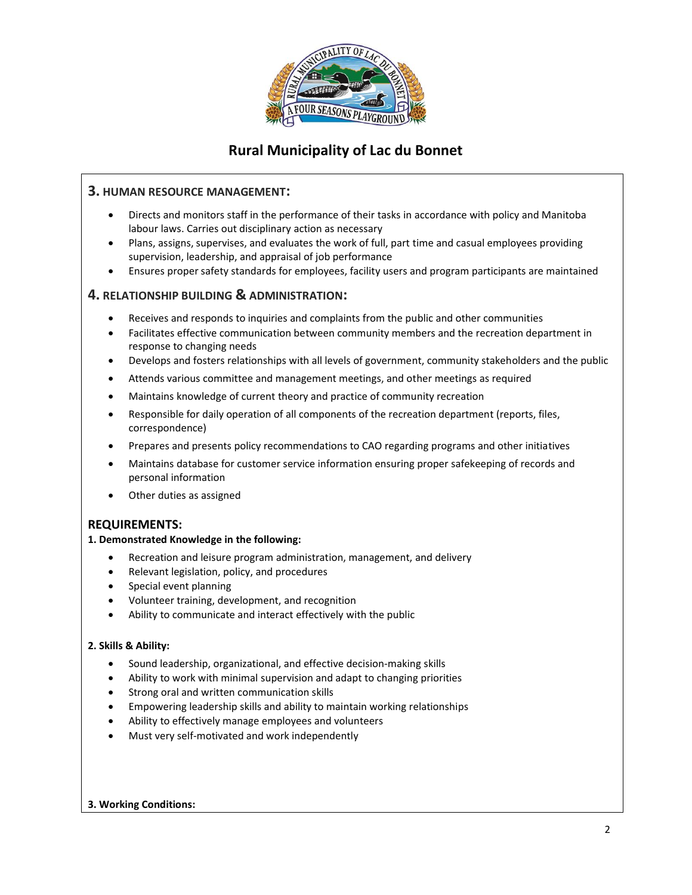# Rural Municipality of Lac du Bonnet

## 3. HUMAN RESOURCE MANAGEMENT:

- Directs and monitors staff in the performance of their tasks in accordance with policy and Manitoba labour laws. Carries out disciplinary action as necessary
- Plans, assigns, supervises, and evaluates the work of full, part time and casual employees providing supervision, leadership, and appraisal of job performance
- Ensures proper safety standards for employees, facility users and program participants are maintained

## 4. RELATIONSHIP BUILDING & ADMINISTRATION:

- Receives and responds to inquiries and complaints from the public and other communities
- Facilitates effective communication between community members and the recreation department in response to changing needs
- Develops and fosters relationships with all levels of government, community stakeholders and the public
- Attends various committee and management meetings, and other meetings as required
- Maintains knowledge of current theory and practice of community recreation
- Responsible for daily operation of all components of the recreation department (reports, files, correspondence)
- Prepares and presents policy recommendations to CAO regarding programs and other initiatives
- Maintains database for customer service information ensuring proper safekeeping of records and personal information
- Other duties as assigned

## REQUIREMENTS:

**1. Demonstrated Knowledge in the following:**

- Recreation and leisure program administration, management, and delivery
- Relevant legislation, policy, and procedures
- Special event planning
- Volunteer training, development, and recognition
- Ability to communicate and interact effectively with the public

**2. Skills & Ability:**

- Sound leadership, organizational, and effective decision-making skills
- Ability to work with minimal supervision and adapt to changing priorities
- Strong oral and written communication skills
- Empowering leadership skills and ability to maintain working relationships
- Ability to effectively manage employees and volunteers
- Must very self-motivated and work independently

**3. Working Conditions:**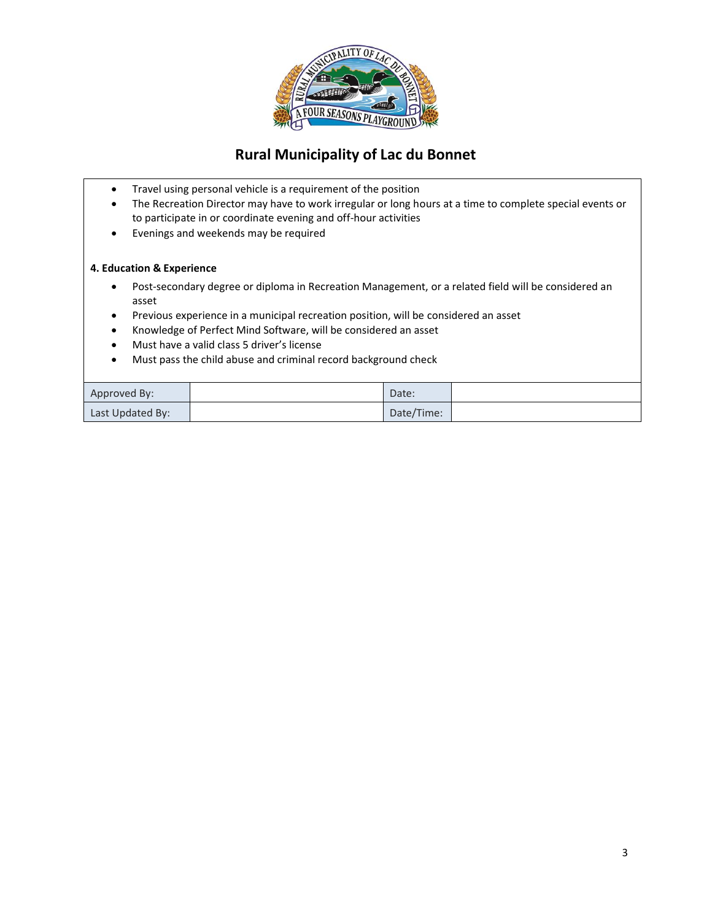# Rural Municipality of Lac du Bonnet

- Travel using personal vehicle is a requirement of the position
- The Recreation Director may have to work irregular or long hours at a time to complete special events or to participate in or coordinate evening and off-hour activities
- Evenings and weekends may be required

**4. Education & Experience**

- Post-secondary degree or diploma in Recreation Management, or a related field will be considered an asset
- Previous experience in a municipal recreation position, will be considered an asset
- Knowledge of Perfect Mind Software, will be considered an asset
- Must have a valid class 5 driver's license
- Must pass the child abuse and criminal record background check

| | | | |
|---|---|---|---|
| Approved By: | | Date: | |
| Last Updated By: | | Date/Time: | |